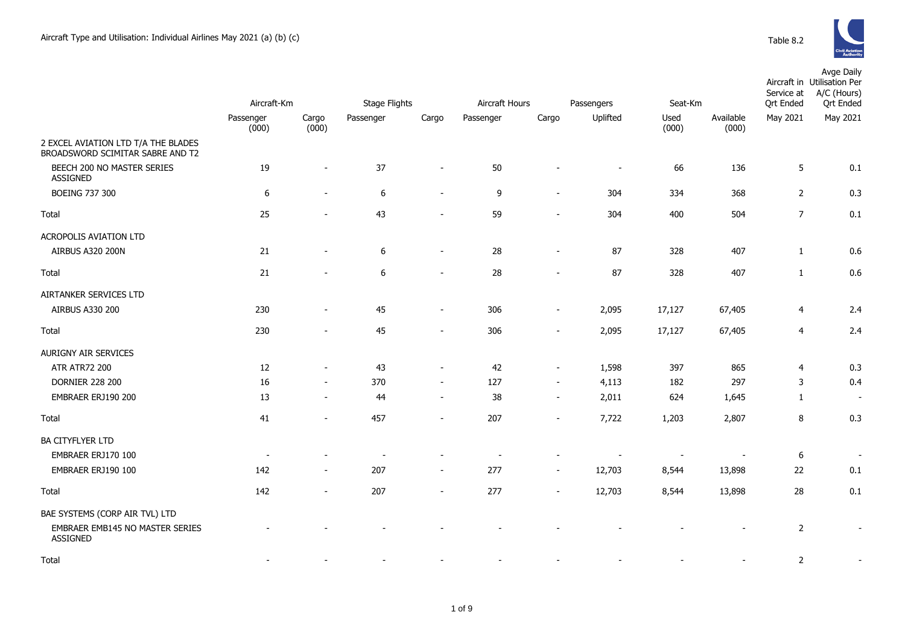Aircraft Type and Utilisation: Individual Airlines May 2021 (a) (b) (c)

Table 8.2

| | Aircraft-Km | | Stage Flights | | Aircraft Hours | | Passengers | Seat-Km | | Aircraft in Service at Qrt Ended | Avge Daily Utilisation Per A/C (Hours) Qrt Ended |
|---|---|---|---|---|---|---|---|---|---|---|---|
| | Passenger (000) | Cargo (000) | Passenger | Cargo | Passenger | Cargo | Uplifted | Used (000) | Available (000) | May 2021 | May 2021 |
| 2 EXCEL AVIATION LTD T/A THE BLADES BROADSWORD SCIMITAR SABRE AND T2 | | | | | | | | | | | |
| BEECH 200 NO MASTER SERIES ASSIGNED | 19 | - | 37 | - | 50 | - | - | 66 | 136 | 5 | 0.1 |
| BOEING 737 300 | 6 | - | 6 | - | 9 | - | 304 | 334 | 368 | 2 | 0.3 |
| Total | 25 | - | 43 | - | 59 | - | 304 | 400 | 504 | 7 | 0.1 |
| ACROPOLIS AVIATION LTD | | | | | | | | | | | |
| AIRBUS A320 200N | 21 | - | 6 | - | 28 | - | 87 | 328 | 407 | 1 | 0.6 |
| Total | 21 | - | 6 | - | 28 | - | 87 | 328 | 407 | 1 | 0.6 |
| AIRTANKER SERVICES LTD | | | | | | | | | | | |
| AIRBUS A330 200 | 230 | - | 45 | - | 306 | - | 2,095 | 17,127 | 67,405 | 4 | 2.4 |
| Total | 230 | - | 45 | - | 306 | - | 2,095 | 17,127 | 67,405 | 4 | 2.4 |
| AURIGNY AIR SERVICES | | | | | | | | | | | |
| ATR ATR72 200 | 12 | - | 43 | - | 42 | - | 1,598 | 397 | 865 | 4 | 0.3 |
| DORNIER 228 200 | 16 | - | 370 | - | 127 | - | 4,113 | 182 | 297 | 3 | 0.4 |
| EMBRAER ERJ190 200 | 13 | - | 44 | - | 38 | - | 2,011 | 624 | 1,645 | 1 | - |
| Total | 41 | - | 457 | - | 207 | - | 7,722 | 1,203 | 2,807 | 8 | 0.3 |
| BA CITYFLYER LTD | | | | | | | | | | | |
| EMBRAER ERJ170 100 | - | - | - | - | - | - | - | - | - | 6 | - |
| EMBRAER ERJ190 100 | 142 | - | 207 | - | 277 | - | 12,703 | 8,544 | 13,898 | 22 | 0.1 |
| Total | 142 | - | 207 | - | 277 | - | 12,703 | 8,544 | 13,898 | 28 | 0.1 |
| BAE SYSTEMS (CORP AIR TVL) LTD | | | | | | | | | | | |
| EMBRAER EMB145 NO MASTER SERIES ASSIGNED | - | - | - | - | - | - | - | - | - | 2 | - |
| Total | - | - | - | - | - | - | - | - | - | 2 | - |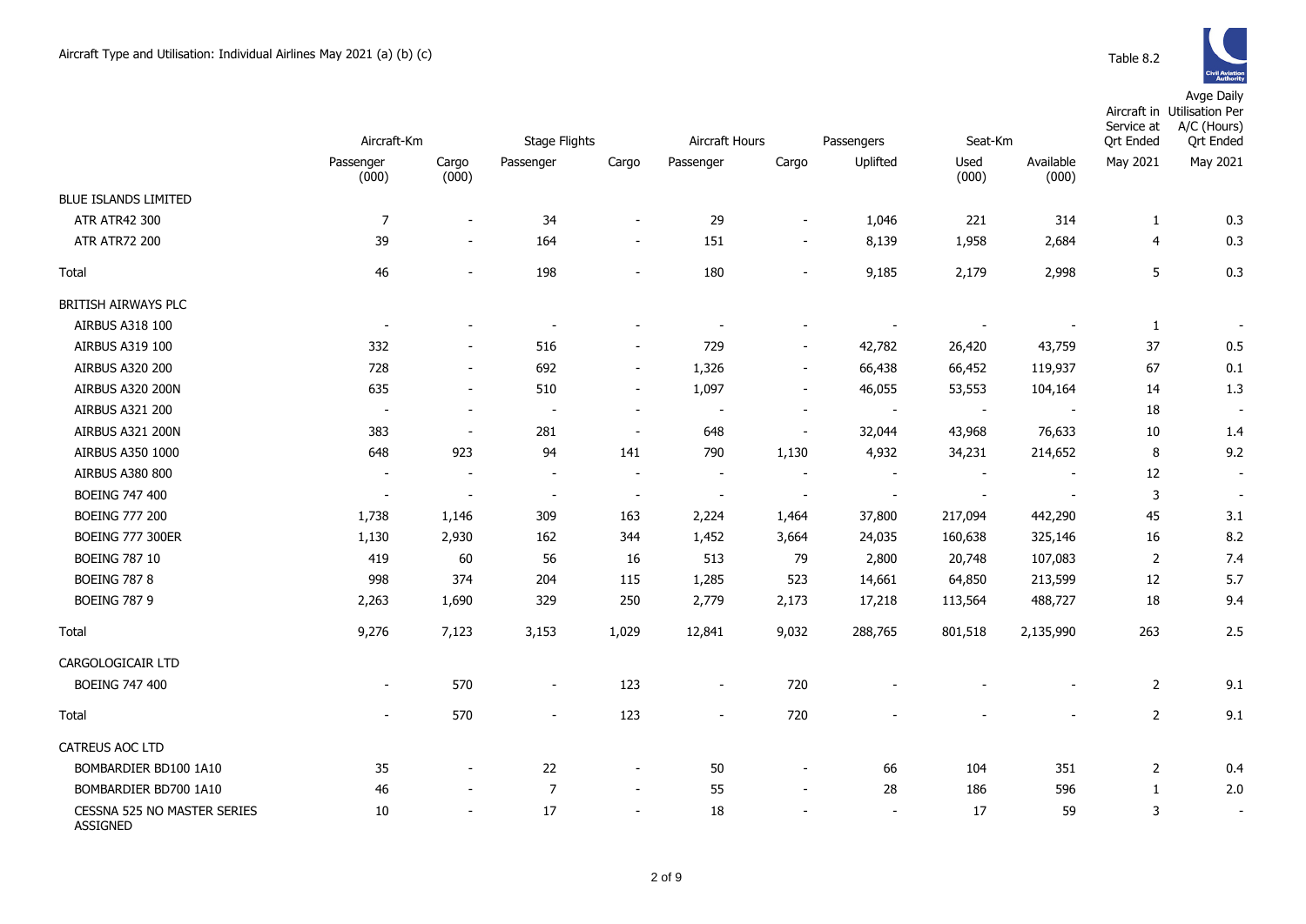Aircraft Type and Utilisation: Individual Airlines May 2021 (a) (b) (c)

Table 8.2

| | Aircraft-Km | | Stage Flights | | Aircraft Hours | | Passengers | Seat-Km | | Aircraft in Service at Qrt Ended | Avge Daily Utilisation Per A/C (Hours) Qrt Ended |
|---|---|---|---|---|---|---|---|---|---|---|---|
| | Passenger (000) | Cargo (000) | Passenger | Cargo | Passenger | Cargo | Uplifted | Used (000) | Available (000) | May 2021 | May 2021 |
| BLUE ISLANDS LIMITED | | | | | | | | | | | |
| ATR ATR42 300 | 7 | - | 34 | - | 29 | - | 1,046 | 221 | 314 | 1 | 0.3 |
| ATR ATR72 200 | 39 | - | 164 | - | 151 | - | 8,139 | 1,958 | 2,684 | 4 | 0.3 |
| Total | 46 | - | 198 | - | 180 | - | 9,185 | 2,179 | 2,998 | 5 | 0.3 |
| BRITISH AIRWAYS PLC | | | | | | | | | | | |
| AIRBUS A318 100 | - | - | - | - | - | - | - | - | - | 1 | - |
| AIRBUS A319 100 | 332 | - | 516 | - | 729 | - | 42,782 | 26,420 | 43,759 | 37 | 0.5 |
| AIRBUS A320 200 | 728 | - | 692 | - | 1,326 | - | 66,438 | 66,452 | 119,937 | 67 | 0.1 |
| AIRBUS A320 200N | 635 | - | 510 | - | 1,097 | - | 46,055 | 53,553 | 104,164 | 14 | 1.3 |
| AIRBUS A321 200 | - | - | - | - | - | - | - | - | - | 18 | - |
| AIRBUS A321 200N | 383 | - | 281 | - | 648 | - | 32,044 | 43,968 | 76,633 | 10 | 1.4 |
| AIRBUS A350 1000 | 648 | 923 | 94 | 141 | 790 | 1,130 | 4,932 | 34,231 | 214,652 | 8 | 9.2 |
| AIRBUS A380 800 | - | - | - | - | - | - | - | - | - | 12 | - |
| BOEING 747 400 | - | - | - | - | - | - | - | - | - | 3 | - |
| BOEING 777 200 | 1,738 | 1,146 | 309 | 163 | 2,224 | 1,464 | 37,800 | 217,094 | 442,290 | 45 | 3.1 |
| BOEING 777 300ER | 1,130 | 2,930 | 162 | 344 | 1,452 | 3,664 | 24,035 | 160,638 | 325,146 | 16 | 8.2 |
| BOEING 787 10 | 419 | 60 | 56 | 16 | 513 | 79 | 2,800 | 20,748 | 107,083 | 2 | 7.4 |
| BOEING 787 8 | 998 | 374 | 204 | 115 | 1,285 | 523 | 14,661 | 64,850 | 213,599 | 12 | 5.7 |
| BOEING 787 9 | 2,263 | 1,690 | 329 | 250 | 2,779 | 2,173 | 17,218 | 113,564 | 488,727 | 18 | 9.4 |
| Total | 9,276 | 7,123 | 3,153 | 1,029 | 12,841 | 9,032 | 288,765 | 801,518 | 2,135,990 | 263 | 2.5 |
| CARGOLOGICAIR LTD | | | | | | | | | | | |
| BOEING 747 400 | - | 570 | - | 123 | - | 720 | - | - | - | 2 | 9.1 |
| Total | - | 570 | - | 123 | - | 720 | - | - | - | 2 | 9.1 |
| CATREUS AOC LTD | | | | | | | | | | | |
| BOMBARDIER BD100 1A10 | 35 | - | 22 | - | 50 | - | 66 | 104 | 351 | 2 | 0.4 |
| BOMBARDIER BD700 1A10 | 46 | - | 7 | - | 55 | - | 28 | 186 | 596 | 1 | 2.0 |
| CESSNA 525 NO MASTER SERIES ASSIGNED | 10 | - | 17 | - | 18 | - | - | 17 | 59 | 3 | - |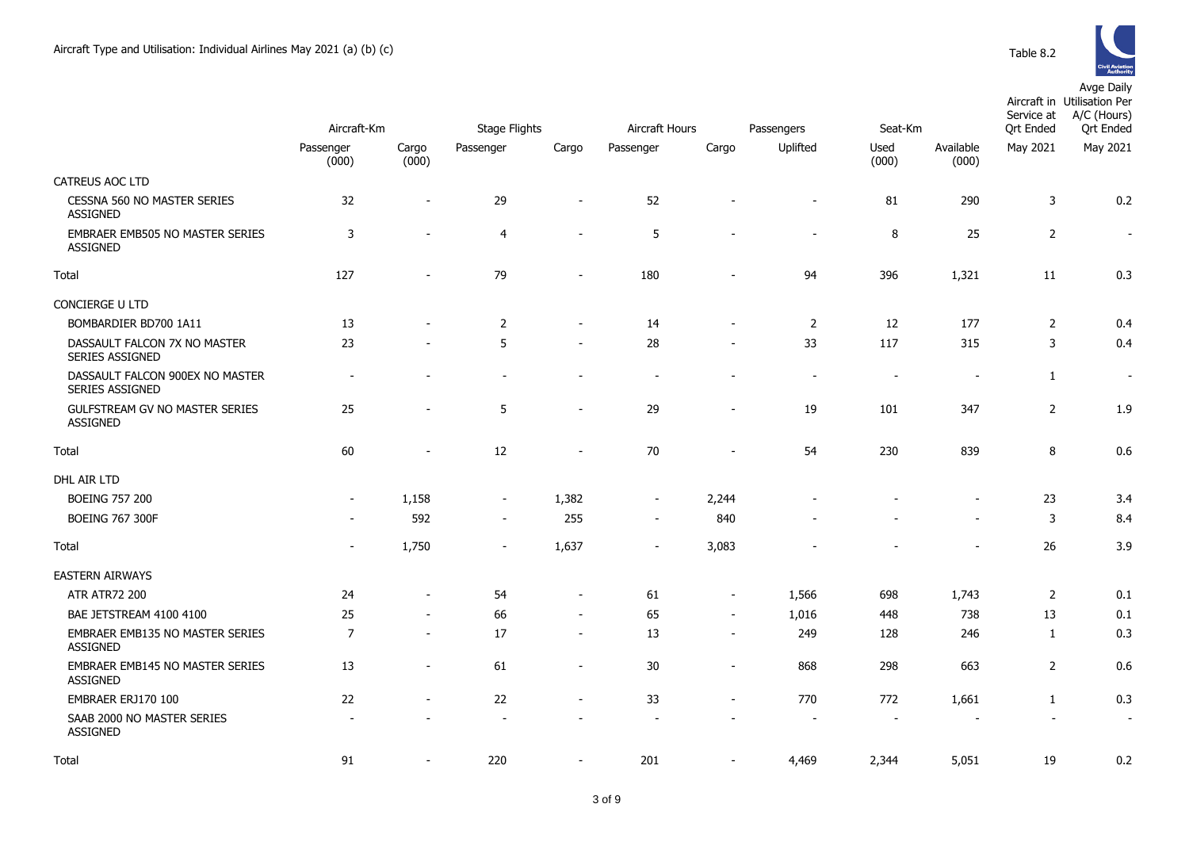Aircraft Type and Utilisation: Individual Airlines May 2021 (a) (b) (c)

Table 8.2

| | Aircraft-Km | | Stage Flights | | Aircraft Hours | | Passengers | Seat-Km | | Aircraft in Service at Qrt Ended | Avge Daily Utilisation Per A/C (Hours) Qrt Ended |
|---|---|---|---|---|---|---|---|---|---|---|---|
| | Passenger (000) | Cargo (000) | Passenger | Cargo | Passenger | Cargo | Uplifted | Used (000) | Available (000) | May 2021 | May 2021 |
| CATREUS AOC LTD | | | | | | | | | | | |
| CESSNA 560 NO MASTER SERIES ASSIGNED | 32 | - | 29 | - | 52 | - | - | 81 | 290 | 3 | 0.2 |
| EMBRAER EMB505 NO MASTER SERIES ASSIGNED | 3 | - | 4 | - | 5 | - | - | 8 | 25 | 2 | - |
| Total | 127 | - | 79 | - | 180 | - | 94 | 396 | 1,321 | 11 | 0.3 |
| CONCIERGE U LTD | | | | | | | | | | | |
| BOMBARDIER BD700 1A11 | 13 | - | 2 | - | 14 | - | 2 | 12 | 177 | 2 | 0.4 |
| DASSAULT FALCON 7X NO MASTER SERIES ASSIGNED | 23 | - | 5 | - | 28 | - | 33 | 117 | 315 | 3 | 0.4 |
| DASSAULT FALCON 900EX NO MASTER SERIES ASSIGNED | - | - | - | - | - | - | - | - | - | 1 | - |
| GULFSTREAM GV NO MASTER SERIES ASSIGNED | 25 | - | 5 | - | 29 | - | 19 | 101 | 347 | 2 | 1.9 |
| Total | 60 | - | 12 | - | 70 | - | 54 | 230 | 839 | 8 | 0.6 |
| DHL AIR LTD | | | | | | | | | | | |
| BOEING 757 200 | - | 1,158 | - | 1,382 | - | 2,244 | - | - | - | 23 | 3.4 |
| BOEING 767 300F | - | 592 | - | 255 | - | 840 | - | - | - | 3 | 8.4 |
| Total | - | 1,750 | - | 1,637 | - | 3,083 | - | - | - | 26 | 3.9 |
| EASTERN AIRWAYS | | | | | | | | | | | |
| ATR ATR72 200 | 24 | - | 54 | - | 61 | - | 1,566 | 698 | 1,743 | 2 | 0.1 |
| BAE JETSTREAM 4100 4100 | 25 | - | 66 | - | 65 | - | 1,016 | 448 | 738 | 13 | 0.1 |
| EMBRAER EMB135 NO MASTER SERIES ASSIGNED | 7 | - | 17 | - | 13 | - | 249 | 128 | 246 | 1 | 0.3 |
| EMBRAER EMB145 NO MASTER SERIES ASSIGNED | 13 | - | 61 | - | 30 | - | 868 | 298 | 663 | 2 | 0.6 |
| EMBRAER ERJ170 100 | 22 | - | 22 | - | 33 | - | 770 | 772 | 1,661 | 1 | 0.3 |
| SAAB 2000 NO MASTER SERIES ASSIGNED | - | - | - | - | - | - | - | - | - | - | - |
| Total | 91 | - | 220 | - | 201 | - | 4,469 | 2,344 | 5,051 | 19 | 0.2 |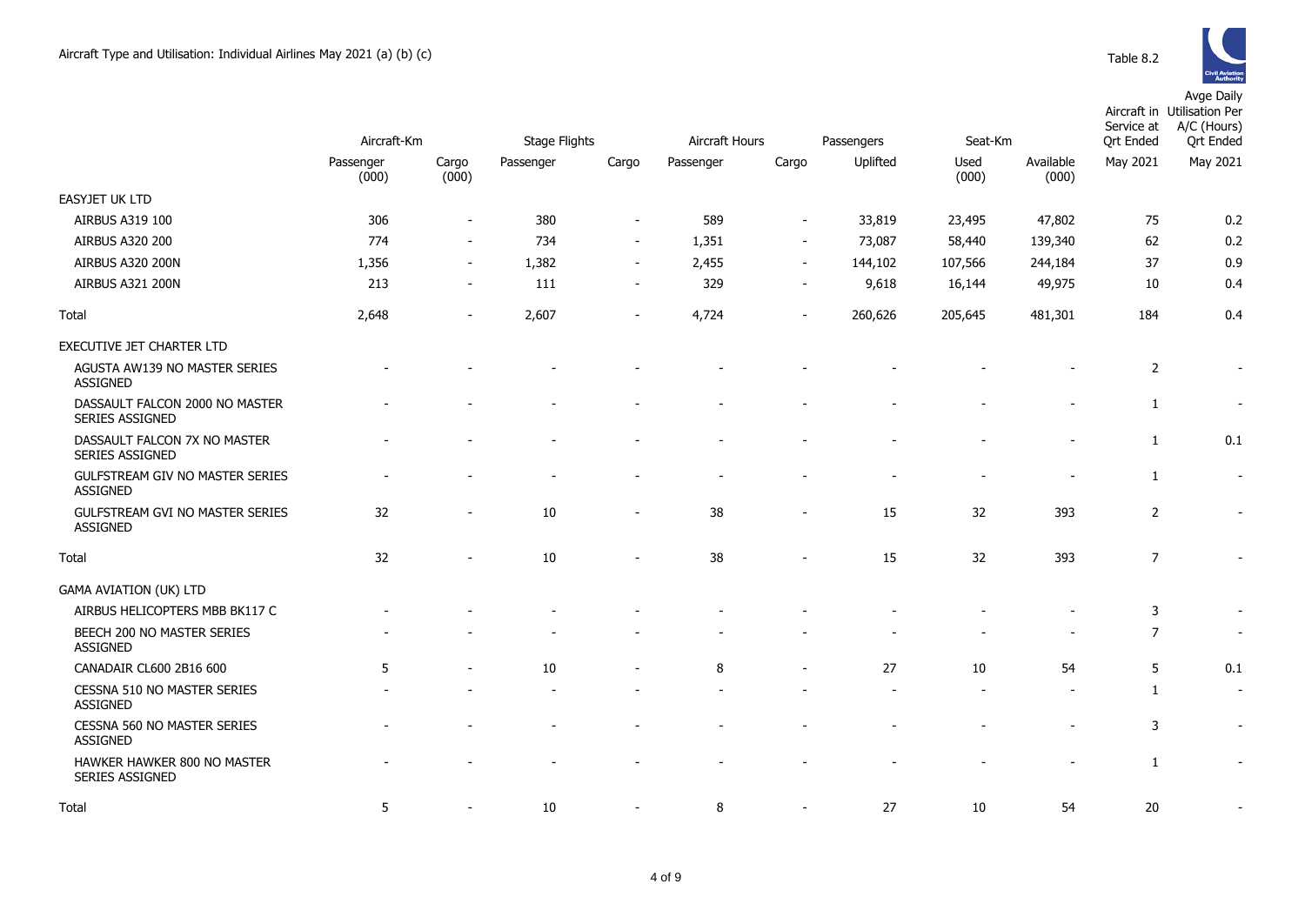Aircraft Type and Utilisation: Individual Airlines May 2021 (a) (b) (c)

Table 8.2

| | Aircraft-Km | | Stage Flights | | Aircraft Hours | | Passengers | Seat-Km | | Aircraft in Service at Qrt Ended | Avge Daily Utilisation Per A/C (Hours) Qrt Ended |
|---|---|---|---|---|---|---|---|---|---|---|---|
| | Passenger (000) | Cargo (000) | Passenger | Cargo | Passenger | Cargo | Uplifted | Used (000) | Available (000) | May 2021 | May 2021 |
| EASYJET UK LTD | | | | | | | | | | | |
| AIRBUS A319 100 | 306 | - | 380 | - | 589 | - | 33,819 | 23,495 | 47,802 | 75 | 0.2 |
| AIRBUS A320 200 | 774 | - | 734 | - | 1,351 | - | 73,087 | 58,440 | 139,340 | 62 | 0.2 |
| AIRBUS A320 200N | 1,356 | - | 1,382 | - | 2,455 | - | 144,102 | 107,566 | 244,184 | 37 | 0.9 |
| AIRBUS A321 200N | 213 | - | 111 | - | 329 | - | 9,618 | 16,144 | 49,975 | 10 | 0.4 |
| Total | 2,648 | - | 2,607 | - | 4,724 | - | 260,626 | 205,645 | 481,301 | 184 | 0.4 |
| EXECUTIVE JET CHARTER LTD | | | | | | | | | | | |
| AGUSTA AW139 NO MASTER SERIES ASSIGNED | - | - | - | - | - | - | - | - | - | 2 | - |
| DASSAULT FALCON 2000 NO MASTER SERIES ASSIGNED | - | - | - | - | - | - | - | - | - | 1 | - |
| DASSAULT FALCON 7X NO MASTER SERIES ASSIGNED | - | - | - | - | - | - | - | - | - | 1 | 0.1 |
| GULFSTREAM GIV NO MASTER SERIES ASSIGNED | - | - | - | - | - | - | - | - | - | 1 | - |
| GULFSTREAM GVI NO MASTER SERIES ASSIGNED | 32 | - | 10 | - | 38 | - | 15 | 32 | 393 | 2 | - |
| Total | 32 | - | 10 | - | 38 | - | 15 | 32 | 393 | 7 | - |
| GAMA AVIATION (UK) LTD | | | | | | | | | | | |
| AIRBUS HELICOPTERS MBB BK117 C | - | - | - | - | - | - | - | - | - | 3 | - |
| BEECH 200 NO MASTER SERIES ASSIGNED | - | - | - | - | - | - | - | - | - | 7 | - |
| CANADAIR CL600 2B16 600 | 5 | - | 10 | - | 8 | - | 27 | 10 | 54 | 5 | 0.1 |
| CESSNA 510 NO MASTER SERIES ASSIGNED | - | - | - | - | - | - | - | - | - | 1 | - |
| CESSNA 560 NO MASTER SERIES ASSIGNED | - | - | - | - | - | - | - | - | - | 3 | - |
| HAWKER HAWKER 800 NO MASTER SERIES ASSIGNED | - | - | - | - | - | - | - | - | - | 1 | - |
| Total | 5 | - | 10 | - | 8 | - | 27 | 10 | 54 | 20 | - |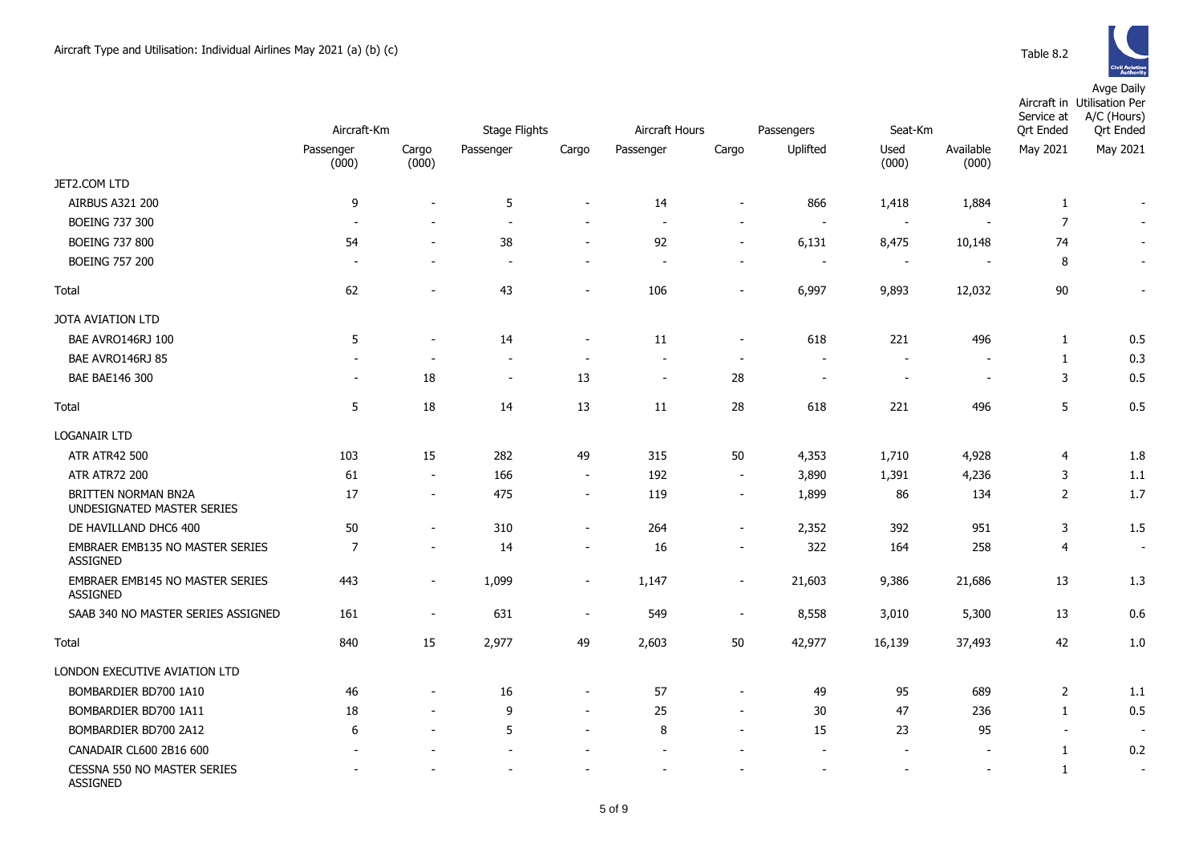Aircraft Type and Utilisation: Individual Airlines May 2021 (a) (b) (c)

Table 8.2

| | Aircraft-Km | | Stage Flights | | Aircraft Hours | | Passengers | Seat-Km | | Aircraft in Service at Qrt Ended | Avge Daily Utilisation Per A/C (Hours) Qrt Ended |
|---|---|---|---|---|---|---|---|---|---|---|---|
| | Passenger (000) | Cargo (000) | Passenger | Cargo | Passenger | Cargo | Uplifted | Used (000) | Available (000) | May 2021 | May 2021 |
| JET2.COM LTD | | | | | | | | | | | |
| AIRBUS A321 200 | 9 | - | 5 | - | 14 | - | 866 | 1,418 | 1,884 | 1 | - |
| BOEING 737 300 | - | - | - | - | - | - | - | - | - | 7 | - |
| BOEING 737 800 | 54 | - | 38 | - | 92 | - | 6,131 | 8,475 | 10,148 | 74 | - |
| BOEING 757 200 | - | - | - | - | - | - | - | - | - | 8 | - |
| Total | 62 | - | 43 | - | 106 | - | 6,997 | 9,893 | 12,032 | 90 | - |
| JOTA AVIATION LTD | | | | | | | | | | | |
| BAE AVRO146RJ 100 | 5 | - | 14 | - | 11 | - | 618 | 221 | 496 | 1 | 0.5 |
| BAE AVRO146RJ 85 | - | - | - | - | - | - | - | - | - | 1 | 0.3 |
| BAE BAE146 300 | - | 18 | - | 13 | - | 28 | - | - | - | 3 | 0.5 |
| Total | 5 | 18 | 14 | 13 | 11 | 28 | 618 | 221 | 496 | 5 | 0.5 |
| LOGANAIR LTD | | | | | | | | | | | |
| ATR ATR42 500 | 103 | 15 | 282 | 49 | 315 | 50 | 4,353 | 1,710 | 4,928 | 4 | 1.8 |
| ATR ATR72 200 | 61 | - | 166 | - | 192 | - | 3,890 | 1,391 | 4,236 | 3 | 1.1 |
| BRITTEN NORMAN BN2A UNDESIGNATED MASTER SERIES | 17 | - | 475 | - | 119 | - | 1,899 | 86 | 134 | 2 | 1.7 |
| DE HAVILLAND DHC6 400 | 50 | - | 310 | - | 264 | - | 2,352 | 392 | 951 | 3 | 1.5 |
| EMBRAER EMB135 NO MASTER SERIES ASSIGNED | 7 | - | 14 | - | 16 | - | 322 | 164 | 258 | 4 | - |
| EMBRAER EMB145 NO MASTER SERIES ASSIGNED | 443 | - | 1,099 | - | 1,147 | - | 21,603 | 9,386 | 21,686 | 13 | 1.3 |
| SAAB 340 NO MASTER SERIES ASSIGNED | 161 | - | 631 | - | 549 | - | 8,558 | 3,010 | 5,300 | 13 | 0.6 |
| Total | 840 | 15 | 2,977 | 49 | 2,603 | 50 | 42,977 | 16,139 | 37,493 | 42 | 1.0 |
| LONDON EXECUTIVE AVIATION LTD | | | | | | | | | | | |
| BOMBARDIER BD700 1A10 | 46 | - | 16 | - | 57 | - | 49 | 95 | 689 | 2 | 1.1 |
| BOMBARDIER BD700 1A11 | 18 | - | 9 | - | 25 | - | 30 | 47 | 236 | 1 | 0.5 |
| BOMBARDIER BD700 2A12 | 6 | - | 5 | - | 8 | - | 15 | 23 | 95 | - | - |
| CANADAIR CL600 2B16 600 | - | - | - | - | - | - | - | - | - | 1 | 0.2 |
| CESSNA 550 NO MASTER SERIES ASSIGNED | - | - | - | - | - | - | - | - | - | 1 | - |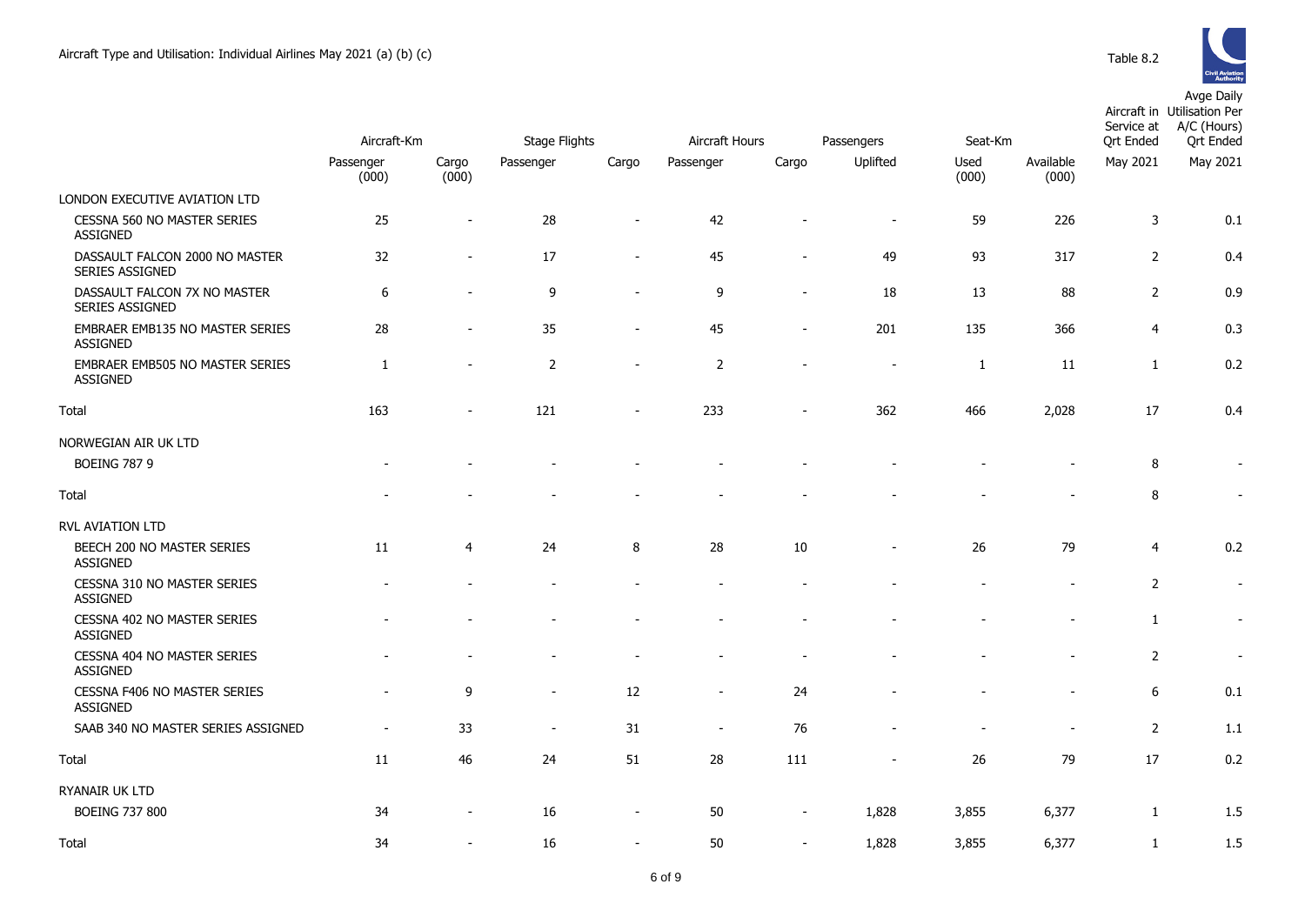Aircraft Type and Utilisation: Individual Airlines May 2021 (a) (b) (c)

Table 8.2

| | Aircraft-Km | | Stage Flights | | Aircraft Hours | | Passengers | Seat-Km | | Aircraft in Service at Qrt Ended | Avge Daily Utilisation Per A/C (Hours) Qrt Ended |
|---|---|---|---|---|---|---|---|---|---|---|---|
| | Passenger (000) | Cargo (000) | Passenger | Cargo | Passenger | Cargo | Uplifted | Used (000) | Available (000) | May 2021 | May 2021 |
| LONDON EXECUTIVE AVIATION LTD | | | | | | | | | | | |
| CESSNA 560 NO MASTER SERIES ASSIGNED | 25 | - | 28 | - | 42 | - | - | 59 | 226 | 3 | 0.1 |
| DASSAULT FALCON 2000 NO MASTER SERIES ASSIGNED | 32 | - | 17 | - | 45 | - | 49 | 93 | 317 | 2 | 0.4 |
| DASSAULT FALCON 7X NO MASTER SERIES ASSIGNED | 6 | - | 9 | - | 9 | - | 18 | 13 | 88 | 2 | 0.9 |
| EMBRAER EMB135 NO MASTER SERIES ASSIGNED | 28 | - | 35 | - | 45 | - | 201 | 135 | 366 | 4 | 0.3 |
| EMBRAER EMB505 NO MASTER SERIES ASSIGNED | 1 | - | 2 | - | 2 | - | - | 1 | 11 | 1 | 0.2 |
| Total | 163 | - | 121 | - | 233 | - | 362 | 466 | 2,028 | 17 | 0.4 |
| NORWEGIAN AIR UK LTD | | | | | | | | | | | |
| BOEING 787 9 | - | - | - | - | - | - | - | - | - | 8 | - |
| Total | - | - | - | - | - | - | - | - | - | 8 | - |
| RVL AVIATION LTD | | | | | | | | | | | |
| BEECH 200 NO MASTER SERIES ASSIGNED | 11 | 4 | 24 | 8 | 28 | 10 | - | 26 | 79 | 4 | 0.2 |
| CESSNA 310 NO MASTER SERIES ASSIGNED | - | - | - | - | - | - | - | - | - | 2 | - |
| CESSNA 402 NO MASTER SERIES ASSIGNED | - | - | - | - | - | - | - | - | - | 1 | - |
| CESSNA 404 NO MASTER SERIES ASSIGNED | - | - | - | - | - | - | - | - | - | 2 | - |
| CESSNA F406 NO MASTER SERIES ASSIGNED | - | 9 | - | 12 | - | 24 | - | - | - | 6 | 0.1 |
| SAAB 340 NO MASTER SERIES ASSIGNED | - | 33 | - | 31 | - | 76 | - | - | - | 2 | 1.1 |
| Total | 11 | 46 | 24 | 51 | 28 | 111 | - | 26 | 79 | 17 | 0.2 |
| RYANAIR UK LTD | | | | | | | | | | | |
| BOEING 737 800 | 34 | - | 16 | - | 50 | - | 1,828 | 3,855 | 6,377 | 1 | 1.5 |
| Total | 34 | - | 16 | - | 50 | - | 1,828 | 3,855 | 6,377 | 1 | 1.5 |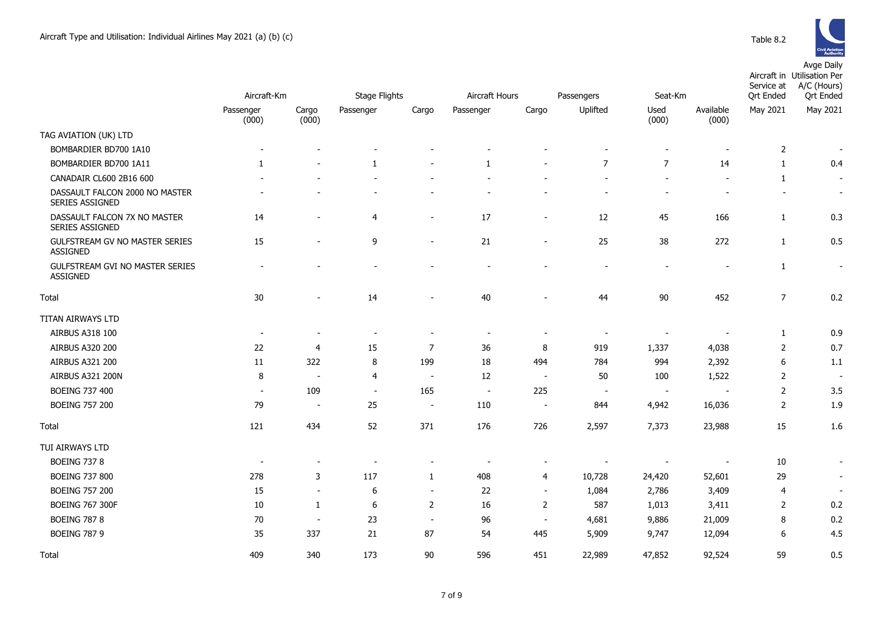Aircraft Type and Utilisation: Individual Airlines May 2021 (a) (b) (c)

Table 8.2

| | Aircraft-Km | | Stage Flights | | Aircraft Hours | | Passengers | Seat-Km | | Aircraft in Service at Qrt Ended | Avge Daily Utilisation Per A/C (Hours) Qrt Ended |
|---|---|---|---|---|---|---|---|---|---|---|---|
| | Passenger (000) | Cargo (000) | Passenger | Cargo | Passenger | Cargo | Uplifted | Used (000) | Available (000) | May 2021 | May 2021 |
| TAG AVIATION (UK) LTD | | | | | | | | | | | |
| BOMBARDIER BD700 1A10 | - | - | - | - | - | - | - | - | - | 2 | - |
| BOMBARDIER BD700 1A11 | 1 | - | 1 | - | 1 | - | 7 | 7 | 14 | 1 | 0.4 |
| CANADAIR CL600 2B16 600 | - | - | - | - | - | - | - | - | - | 1 | - |
| DASSAULT FALCON 2000 NO MASTER SERIES ASSIGNED | - | - | - | - | - | - | - | - | - | - | - |
| DASSAULT FALCON 7X NO MASTER SERIES ASSIGNED | 14 | - | 4 | - | 17 | - | 12 | 45 | 166 | 1 | 0.3 |
| GULFSTREAM GV NO MASTER SERIES ASSIGNED | 15 | - | 9 | - | 21 | - | 25 | 38 | 272 | 1 | 0.5 |
| GULFSTREAM GVI NO MASTER SERIES ASSIGNED | - | - | - | - | - | - | - | - | - | 1 | - |
| Total | 30 | - | 14 | - | 40 | - | 44 | 90 | 452 | 7 | 0.2 |
| TITAN AIRWAYS LTD | | | | | | | | | | | |
| AIRBUS A318 100 | - | - | - | - | - | - | - | - | - | 1 | 0.9 |
| AIRBUS A320 200 | 22 | 4 | 15 | 7 | 36 | 8 | 919 | 1,337 | 4,038 | 2 | 0.7 |
| AIRBUS A321 200 | 11 | 322 | 8 | 199 | 18 | 494 | 784 | 994 | 2,392 | 6 | 1.1 |
| AIRBUS A321 200N | 8 | - | 4 | - | 12 | - | 50 | 100 | 1,522 | 2 | - |
| BOEING 737 400 | - | 109 | - | 165 | - | 225 | - | - | - | 2 | 3.5 |
| BOEING 757 200 | 79 | - | 25 | - | 110 | - | 844 | 4,942 | 16,036 | 2 | 1.9 |
| Total | 121 | 434 | 52 | 371 | 176 | 726 | 2,597 | 7,373 | 23,988 | 15 | 1.6 |
| TUI AIRWAYS LTD | | | | | | | | | | | |
| BOEING 737 8 | - | - | - | - | - | - | - | - | - | 10 | - |
| BOEING 737 800 | 278 | 3 | 117 | 1 | 408 | 4 | 10,728 | 24,420 | 52,601 | 29 | - |
| BOEING 757 200 | 15 | - | 6 | - | 22 | - | 1,084 | 2,786 | 3,409 | 4 | - |
| BOEING 767 300F | 10 | 1 | 6 | 2 | 16 | 2 | 587 | 1,013 | 3,411 | 2 | 0.2 |
| BOEING 787 8 | 70 | - | 23 | - | 96 | - | 4,681 | 9,886 | 21,009 | 8 | 0.2 |
| BOEING 787 9 | 35 | 337 | 21 | 87 | 54 | 445 | 5,909 | 9,747 | 12,094 | 6 | 4.5 |
| Total | 409 | 340 | 173 | 90 | 596 | 451 | 22,989 | 47,852 | 92,524 | 59 | 0.5 |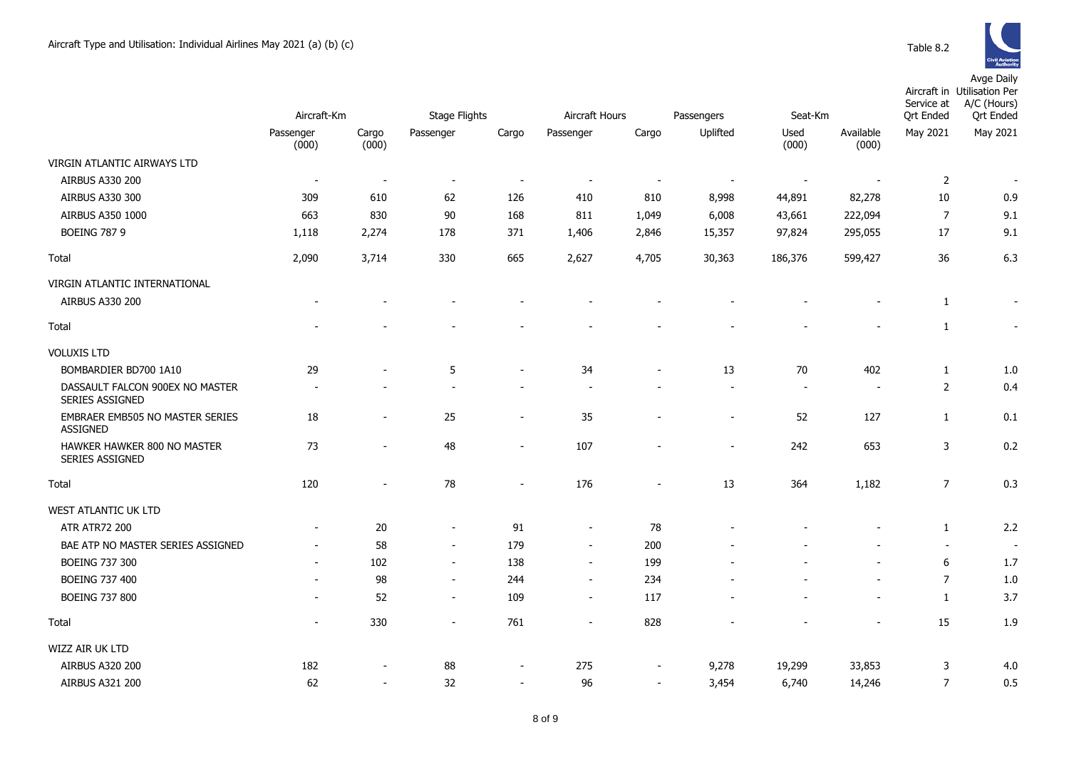Aircraft Type and Utilisation: Individual Airlines May 2021 (a) (b) (c)

Table 8.2

| | Aircraft-Km | | Stage Flights | | Aircraft Hours | | Passengers | Seat-Km | | Aircraft in Service at Qrt Ended | Avge Daily Utilisation Per A/C (Hours) Qrt Ended |
|---|---|---|---|---|---|---|---|---|---|---|---|
| | Passenger (000) | Cargo (000) | Passenger | Cargo | Passenger | Cargo | Uplifted | Used (000) | Available (000) | May 2021 | May 2021 |
| VIRGIN ATLANTIC AIRWAYS LTD | | | | | | | | | | | |
| AIRBUS A330 200 | - | - | - | - | - | - | - | - | - | 2 | - |
| AIRBUS A330 300 | 309 | 610 | 62 | 126 | 410 | 810 | 8,998 | 44,891 | 82,278 | 10 | 0.9 |
| AIRBUS A350 1000 | 663 | 830 | 90 | 168 | 811 | 1,049 | 6,008 | 43,661 | 222,094 | 7 | 9.1 |
| BOEING 787 9 | 1,118 | 2,274 | 178 | 371 | 1,406 | 2,846 | 15,357 | 97,824 | 295,055 | 17 | 9.1 |
| Total | 2,090 | 3,714 | 330 | 665 | 2,627 | 4,705 | 30,363 | 186,376 | 599,427 | 36 | 6.3 |
| VIRGIN ATLANTIC INTERNATIONAL | | | | | | | | | | | |
| AIRBUS A330 200 | - | - | - | - | - | - | - | - | - | 1 | - |
| Total | - | - | - | - | - | - | - | - | - | 1 | - |
| VOLUXIS LTD | | | | | | | | | | | |
| BOMBARDIER BD700 1A10 | 29 | - | 5 | - | 34 | - | 13 | 70 | 402 | 1 | 1.0 |
| DASSAULT FALCON 900EX NO MASTER SERIES ASSIGNED | - | - | - | - | - | - | - | - | - | 2 | 0.4 |
| EMBRAER EMB505 NO MASTER SERIES ASSIGNED | 18 | - | 25 | - | 35 | - | - | 52 | 127 | 1 | 0.1 |
| HAWKER HAWKER 800 NO MASTER SERIES ASSIGNED | 73 | - | 48 | - | 107 | - | - | 242 | 653 | 3 | 0.2 |
| Total | 120 | - | 78 | - | 176 | - | 13 | 364 | 1,182 | 7 | 0.3 |
| WEST ATLANTIC UK LTD | | | | | | | | | | | |
| ATR ATR72 200 | - | 20 | - | 91 | - | 78 | - | - | - | 1 | 2.2 |
| BAE ATP NO MASTER SERIES ASSIGNED | - | 58 | - | 179 | - | 200 | - | - | - | - | - |
| BOEING 737 300 | - | 102 | - | 138 | - | 199 | - | - | - | 6 | 1.7 |
| BOEING 737 400 | - | 98 | - | 244 | - | 234 | - | - | - | 7 | 1.0 |
| BOEING 737 800 | - | 52 | - | 109 | - | 117 | - | - | - | 1 | 3.7 |
| Total | - | 330 | - | 761 | - | 828 | - | - | - | 15 | 1.9 |
| WIZZ AIR UK LTD | | | | | | | | | | | |
| AIRBUS A320 200 | 182 | - | 88 | - | 275 | - | 9,278 | 19,299 | 33,853 | 3 | 4.0 |
| AIRBUS A321 200 | 62 | - | 32 | - | 96 | - | 3,454 | 6,740 | 14,246 | 7 | 0.5 |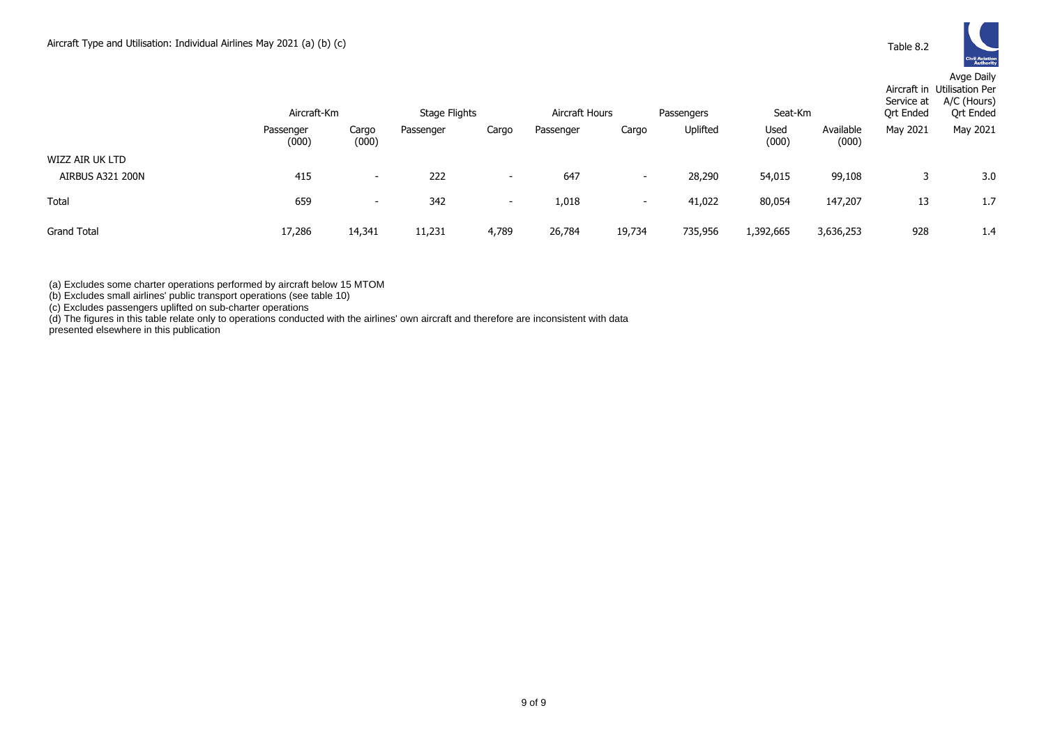Aircraft Type and Utilisation: Individual Airlines May 2021 (a) (b) (c)

Table 8.2

| | Aircraft-Km | | Stage Flights | | Aircraft Hours | | Passengers | Seat-Km | | Aircraft in Service at Qrt Ended | Avge Daily Utilisation Per A/C (Hours) Qrt Ended |
|---|---|---|---|---|---|---|---|---|---|---|---|
| | Passenger (000) | Cargo (000) | Passenger | Cargo | Passenger | Cargo | Uplifted | Used (000) | Available (000) | May 2021 | May 2021 |
| WIZZ AIR UK LTD | | | | | | | | | | | |
| AIRBUS A321 200N | 415 | - | 222 | - | 647 | - | 28,290 | 54,015 | 99,108 | 3 | 3.0 |
| Total | 659 | - | 342 | - | 1,018 | - | 41,022 | 80,054 | 147,207 | 13 | 1.7 |
| Grand Total | 17,286 | 14,341 | 11,231 | 4,789 | 26,784 | 19,734 | 735,956 | 1,392,665 | 3,636,253 | 928 | 1.4 |

(a) Excludes some charter operations performed by aircraft below 15 MTOM
(b) Excludes small airlines' public transport operations (see table 10)
(c) Excludes passengers uplifted on sub-charter operations
(d) The figures in this table relate only to operations conducted with the airlines' own aircraft and therefore are inconsistent with data presented elsewhere in this publication